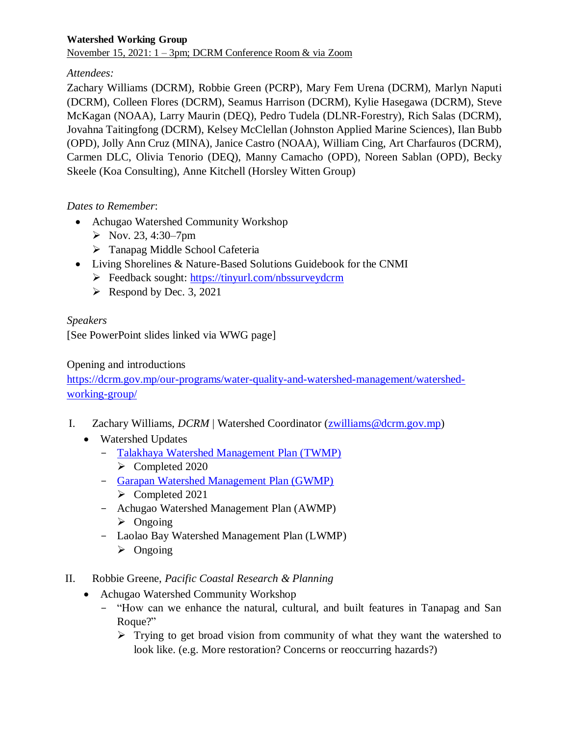**Watershed Working Group**

November 15, 2021: 1 – 3pm; DCRM Conference Room & via Zoom

*Attendees:*

Zachary Williams (DCRM), Robbie Green (PCRP), Mary Fem Urena (DCRM), Marlyn Naputi (DCRM), Colleen Flores (DCRM), Seamus Harrison (DCRM), Kylie Hasegawa (DCRM), Steve McKagan (NOAA), Larry Maurin (DEQ), Pedro Tudela (DLNR-Forestry), Rich Salas (DCRM), Jovahna Taitingfong (DCRM), Kelsey McClellan (Johnston Applied Marine Sciences), Ilan Bubb (OPD), Jolly Ann Cruz (MINA), Janice Castro (NOAA), William Cing, Art Charfauros (DCRM), Carmen DLC, Olivia Tenorio (DEQ), Manny Camacho (OPD), Noreen Sablan (OPD), Becky Skeele (Koa Consulting), Anne Kitchell (Horsley Witten Group)

*Dates to Remember*:

- Achugao Watershed Community Workshop
  - Nov. 23, 4:30–7pm
  - Tanapag Middle School Cafeteria
- Living Shorelines & Nature-Based Solutions Guidebook for the CNMI
  - Feedback sought: https://tinyurl.com/nbssurveydcrm
  - Respond by Dec. 3, 2021

*Speakers*

[See PowerPoint slides linked via WWG page]

Opening and introductions

https://dcrm.gov.mp/our-programs/water-quality-and-watershed-management/watershed-working-group/

I. Zachary Williams, *DCRM* | Watershed Coordinator (zwilliams@dcrm.gov.mp)
   - Watershed Updates
     - Talakhaya Watershed Management Plan (TWMP)
       - Completed 2020
     - Garapan Watershed Management Plan (GWMP)
       - Completed 2021
     - Achugao Watershed Management Plan (AWMP)
       - Ongoing
     - Laolao Bay Watershed Management Plan (LWMP)
       - Ongoing

II. Robbie Greene, *Pacific Coastal Research & Planning*
   - Achugao Watershed Community Workshop
     - "How can we enhance the natural, cultural, and built features in Tanapag and San Roque?"
       - Trying to get broad vision from community of what they want the watershed to look like. (e.g. More restoration? Concerns or reoccurring hazards?)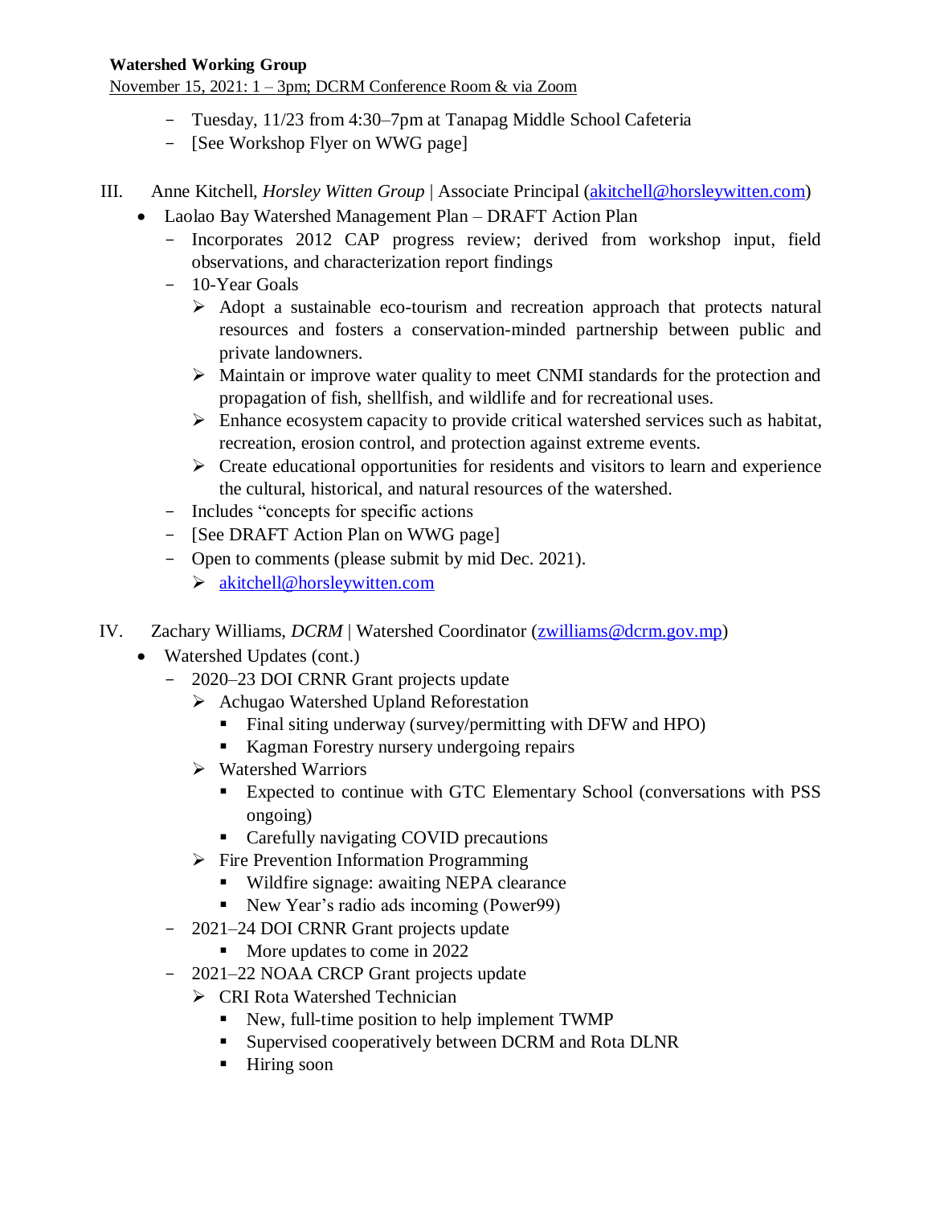**Watershed Working Group**
November 15, 2021: 1 – 3pm; DCRM Conference Room & via Zoom

- Tuesday, 11/23 from 4:30–7pm at Tanapag Middle School Cafeteria
- [See Workshop Flyer on WWG page]

III. Anne Kitchell, *Horsley Witten Group* | Associate Principal (akitchell@horsleywitten.com)

- Laolao Bay Watershed Management Plan – DRAFT Action Plan
  - Incorporates 2012 CAP progress review; derived from workshop input, field observations, and characterization report findings
  - 10-Year Goals
    - Adopt a sustainable eco-tourism and recreation approach that protects natural resources and fosters a conservation-minded partnership between public and private landowners.
    - Maintain or improve water quality to meet CNMI standards for the protection and propagation of fish, shellfish, and wildlife and for recreational uses.
    - Enhance ecosystem capacity to provide critical watershed services such as habitat, recreation, erosion control, and protection against extreme events.
    - Create educational opportunities for residents and visitors to learn and experience the cultural, historical, and natural resources of the watershed.
  - Includes "concepts for specific actions
  - [See DRAFT Action Plan on WWG page]
  - Open to comments (please submit by mid Dec. 2021).
    - akitchell@horsleywitten.com

IV. Zachary Williams, *DCRM* | Watershed Coordinator (zwilliams@dcrm.gov.mp)

- Watershed Updates (cont.)
  - 2020–23 DOI CRNR Grant projects update
    - Achugao Watershed Upland Reforestation
      - Final siting underway (survey/permitting with DFW and HPO)
      - Kagman Forestry nursery undergoing repairs
    - Watershed Warriors
      - Expected to continue with GTC Elementary School (conversations with PSS ongoing)
      - Carefully navigating COVID precautions
    - Fire Prevention Information Programming
      - Wildfire signage: awaiting NEPA clearance
      - New Year's radio ads incoming (Power99)
  - 2021–24 DOI CRNR Grant projects update
    - More updates to come in 2022
  - 2021–22 NOAA CRCP Grant projects update
    - CRI Rota Watershed Technician
      - New, full-time position to help implement TWMP
      - Supervised cooperatively between DCRM and Rota DLNR
      - Hiring soon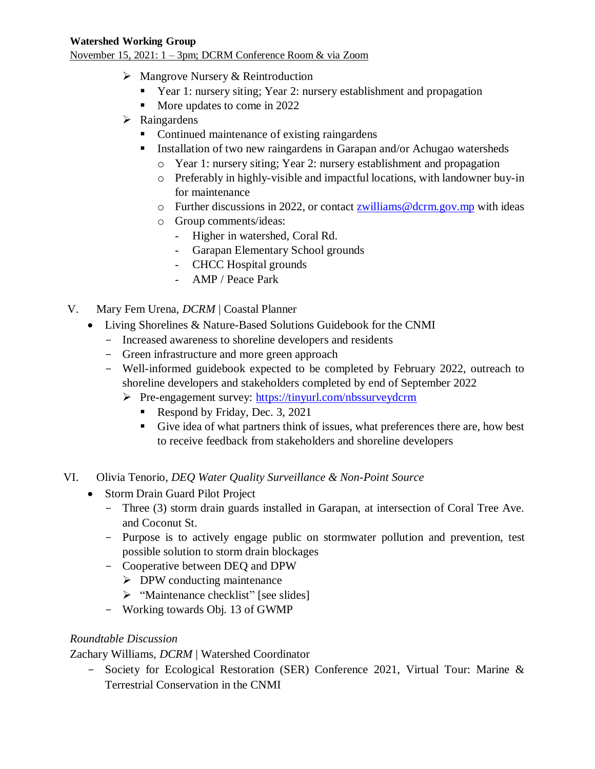**Watershed Working Group**
November 15, 2021: 1 – 3pm; DCRM Conference Room & via Zoom

- Mangrove Nursery & Reintroduction
  - Year 1: nursery siting; Year 2: nursery establishment and propagation
  - More updates to come in 2022
- Raingardens
  - Continued maintenance of existing raingardens
  - Installation of two new raingardens in Garapan and/or Achugao watersheds
    - Year 1: nursery siting; Year 2: nursery establishment and propagation
    - Preferably in highly-visible and impactful locations, with landowner buy-in for maintenance
    - Further discussions in 2022, or contact zwilliams@dcrm.gov.mp with ideas
    - Group comments/ideas:
      - Higher in watershed, Coral Rd.
      - Garapan Elementary School grounds
      - CHCC Hospital grounds
      - AMP / Peace Park

V. Mary Fem Urena, *DCRM* | Coastal Planner

- Living Shorelines & Nature-Based Solutions Guidebook for the CNMI
  - Increased awareness to shoreline developers and residents
  - Green infrastructure and more green approach
  - Well-informed guidebook expected to be completed by February 2022, outreach to shoreline developers and stakeholders completed by end of September 2022
    - Pre-engagement survey: https://tinyurl.com/nbssurveydcrm
      - Respond by Friday, Dec. 3, 2021
      - Give idea of what partners think of issues, what preferences there are, how best to receive feedback from stakeholders and shoreline developers

VI. Olivia Tenorio, *DEQ Water Quality Surveillance & Non-Point Source*

- Storm Drain Guard Pilot Project
  - Three (3) storm drain guards installed in Garapan, at intersection of Coral Tree Ave. and Coconut St.
  - Purpose is to actively engage public on stormwater pollution and prevention, test possible solution to storm drain blockages
  - Cooperative between DEQ and DPW
    - DPW conducting maintenance
    - "Maintenance checklist" [see slides]
  - Working towards Obj. 13 of GWMP

*Roundtable Discussion*

Zachary Williams, *DCRM* | Watershed Coordinator

- Society for Ecological Restoration (SER) Conference 2021, Virtual Tour: Marine & Terrestrial Conservation in the CNMI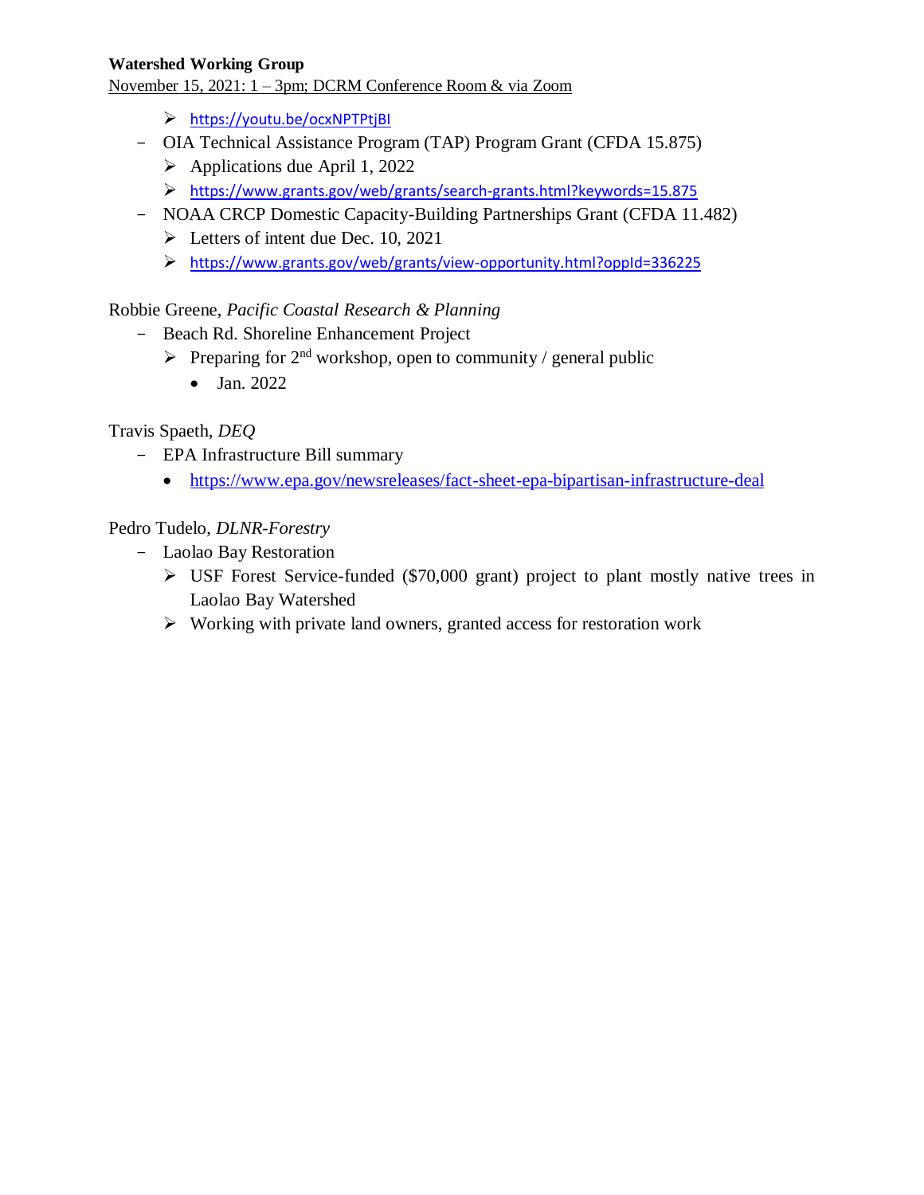- https://youtu.be/ocxNPTPtjBI

- OIA Technical Assistance Program (TAP) Program Grant (CFDA 15.875)
  - Applications due April 1, 2022
  - https://www.grants.gov/web/grants/search-grants.html?keywords=15.875
- NOAA CRCP Domestic Capacity-Building Partnerships Grant (CFDA 11.482)
  - Letters of intent due Dec. 10, 2021
  - https://www.grants.gov/web/grants/view-opportunity.html?oppId=336225

Robbie Greene, *Pacific Coastal Research & Planning*

- Beach Rd. Shoreline Enhancement Project
  - Preparing for 2nd workshop, open to community / general public
    - Jan. 2022

Travis Spaeth, *DEQ*

- EPA Infrastructure Bill summary
  - https://www.epa.gov/newsreleases/fact-sheet-epa-bipartisan-infrastructure-deal

Pedro Tudelo, *DLNR-Forestry*

- Laolao Bay Restoration
  - USF Forest Service-funded ($70,000 grant) project to plant mostly native trees in Laolao Bay Watershed
  - Working with private land owners, granted access for restoration work